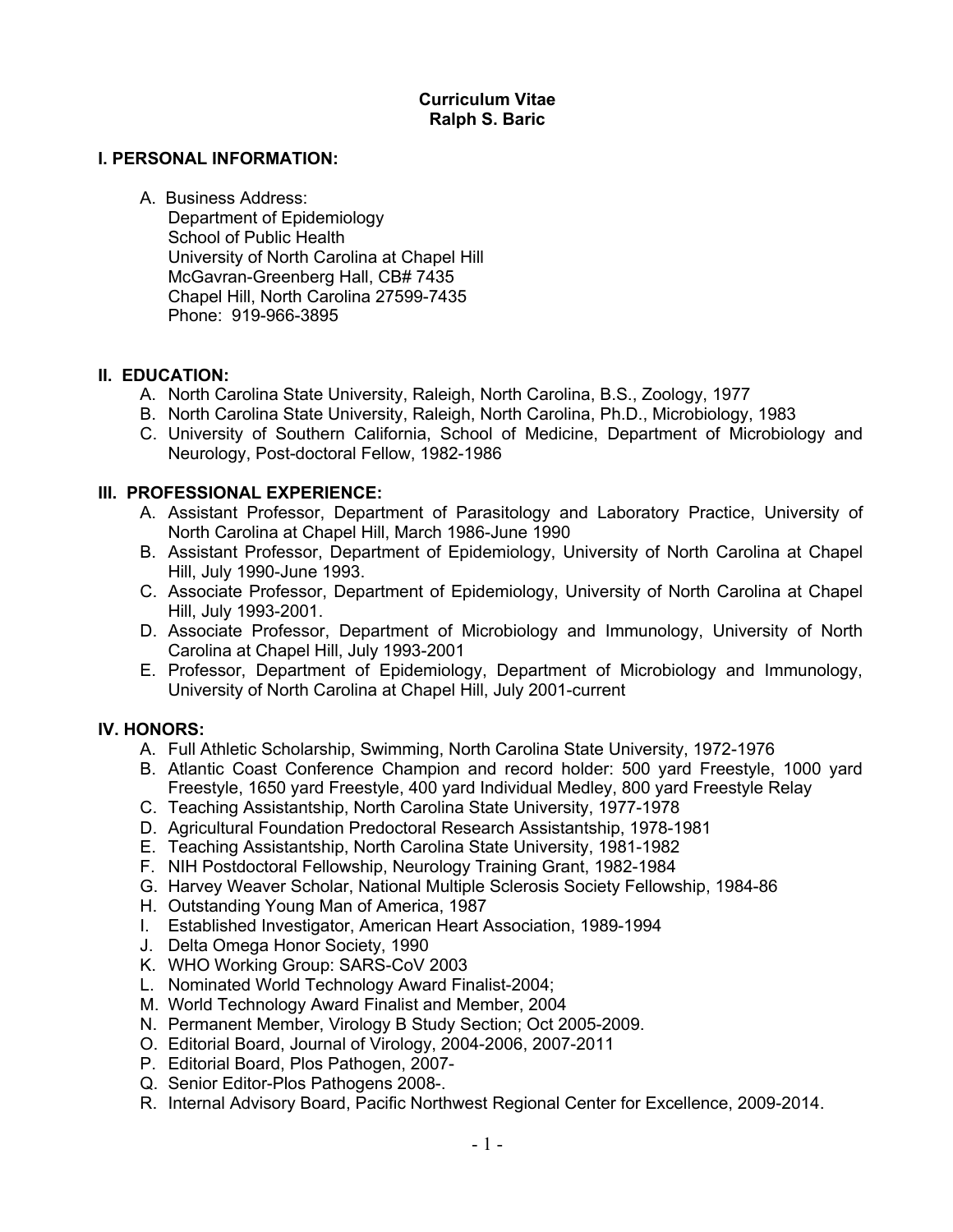# Curriculum Vitae
# Ralph S. Baric

## I. PERSONAL INFORMATION:

A. Business Address:
Department of Epidemiology
School of Public Health
University of North Carolina at Chapel Hill
McGavran-Greenberg Hall, CB# 7435
Chapel Hill, North Carolina 27599-7435
Phone: 919-966-3895

## II. EDUCATION:

A. North Carolina State University, Raleigh, North Carolina, B.S., Zoology, 1977
B. North Carolina State University, Raleigh, North Carolina, Ph.D., Microbiology, 1983
C. University of Southern California, School of Medicine, Department of Microbiology and Neurology, Post-doctoral Fellow, 1982-1986

## III. PROFESSIONAL EXPERIENCE:

A. Assistant Professor, Department of Parasitology and Laboratory Practice, University of North Carolina at Chapel Hill, March 1986-June 1990
B. Assistant Professor, Department of Epidemiology, University of North Carolina at Chapel Hill, July 1990-June 1993.
C. Associate Professor, Department of Epidemiology, University of North Carolina at Chapel Hill, July 1993-2001.
D. Associate Professor, Department of Microbiology and Immunology, University of North Carolina at Chapel Hill, July 1993-2001
E. Professor, Department of Epidemiology, Department of Microbiology and Immunology, University of North Carolina at Chapel Hill, July 2001-current

## IV. HONORS:

A. Full Athletic Scholarship, Swimming, North Carolina State University, 1972-1976
B. Atlantic Coast Conference Champion and record holder: 500 yard Freestyle, 1000 yard Freestyle, 1650 yard Freestyle, 400 yard Individual Medley, 800 yard Freestyle Relay
C. Teaching Assistantship, North Carolina State University, 1977-1978
D. Agricultural Foundation Predoctoral Research Assistantship, 1978-1981
E. Teaching Assistantship, North Carolina State University, 1981-1982
F. NIH Postdoctoral Fellowship, Neurology Training Grant, 1982-1984
G. Harvey Weaver Scholar, National Multiple Sclerosis Society Fellowship, 1984-86
H. Outstanding Young Man of America, 1987
I. Established Investigator, American Heart Association, 1989-1994
J. Delta Omega Honor Society, 1990
K. WHO Working Group: SARS-CoV 2003
L. Nominated World Technology Award Finalist-2004;
M. World Technology Award Finalist and Member, 2004
N. Permanent Member, Virology B Study Section; Oct 2005-2009.
O. Editorial Board, Journal of Virology, 2004-2006, 2007-2011
P. Editorial Board, Plos Pathogen, 2007-
Q. Senior Editor-Plos Pathogens 2008-.
R. Internal Advisory Board, Pacific Northwest Regional Center for Excellence, 2009-2014.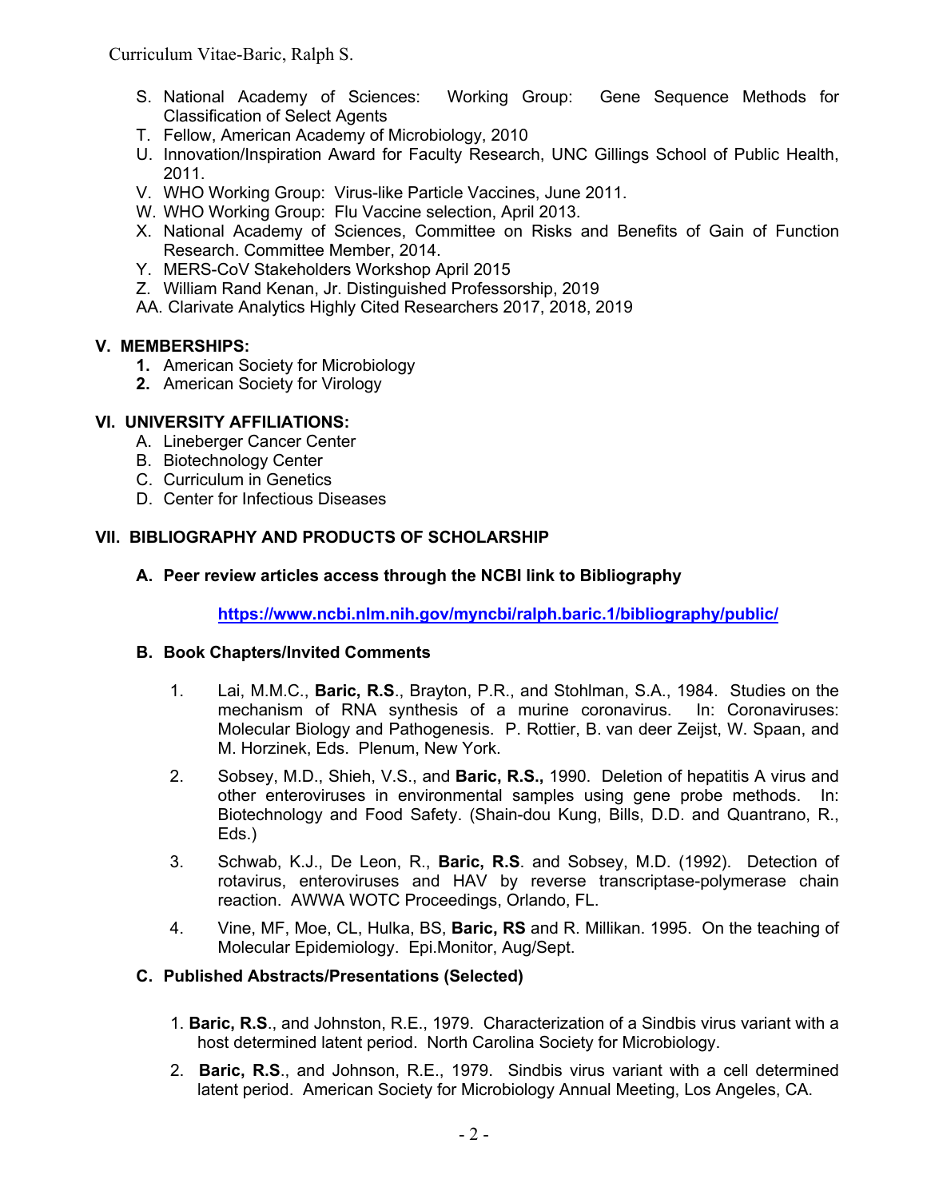S. National Academy of Sciences: Working Group: Gene Sequence Methods for Classification of Select Agents
T. Fellow, American Academy of Microbiology, 2010
U. Innovation/Inspiration Award for Faculty Research, UNC Gillings School of Public Health, 2011.
V. WHO Working Group: Virus-like Particle Vaccines, June 2011.
W. WHO Working Group: Flu Vaccine selection, April 2013.
X. National Academy of Sciences, Committee on Risks and Benefits of Gain of Function Research. Committee Member, 2014.
Y. MERS-CoV Stakeholders Workshop April 2015
Z. William Rand Kenan, Jr. Distinguished Professorship, 2019
AA. Clarivate Analytics Highly Cited Researchers 2017, 2018, 2019

## V. MEMBERSHIPS:

1. American Society for Microbiology
2. American Society for Virology

## VI. UNIVERSITY AFFILIATIONS:

A. Lineberger Cancer Center
B. Biotechnology Center
C. Curriculum in Genetics
D. Center for Infectious Diseases

## VII. BIBLIOGRAPHY AND PRODUCTS OF SCHOLARSHIP

### A. Peer review articles access through the NCBI link to Bibliography

**https://www.ncbi.nlm.nih.gov/myncbi/ralph.baric.1/bibliography/public/**

### B. Book Chapters/Invited Comments

1. Lai, M.M.C., **Baric, R.S**., Brayton, P.R., and Stohlman, S.A., 1984. Studies on the mechanism of RNA synthesis of a murine coronavirus. In: Coronaviruses: Molecular Biology and Pathogenesis. P. Rottier, B. van deer Zeijst, W. Spaan, and M. Horzinek, Eds. Plenum, New York.

2. Sobsey, M.D., Shieh, V.S., and **Baric, R.S.,** 1990. Deletion of hepatitis A virus and other enteroviruses in environmental samples using gene probe methods. In: Biotechnology and Food Safety. (Shain-dou Kung, Bills, D.D. and Quantrano, R., Eds.)

3. Schwab, K.J., De Leon, R., **Baric, R.S**. and Sobsey, M.D. (1992). Detection of rotavirus, enteroviruses and HAV by reverse transcriptase-polymerase chain reaction. AWWA WOTC Proceedings, Orlando, FL.

4. Vine, MF, Moe, CL, Hulka, BS, **Baric, RS** and R. Millikan. 1995. On the teaching of Molecular Epidemiology. Epi.Monitor, Aug/Sept.

### C. Published Abstracts/Presentations (Selected)

1. **Baric, R.S**., and Johnston, R.E., 1979. Characterization of a Sindbis virus variant with a host determined latent period. North Carolina Society for Microbiology.

2. **Baric, R.S**., and Johnson, R.E., 1979. Sindbis virus variant with a cell determined latent period. American Society for Microbiology Annual Meeting, Los Angeles, CA.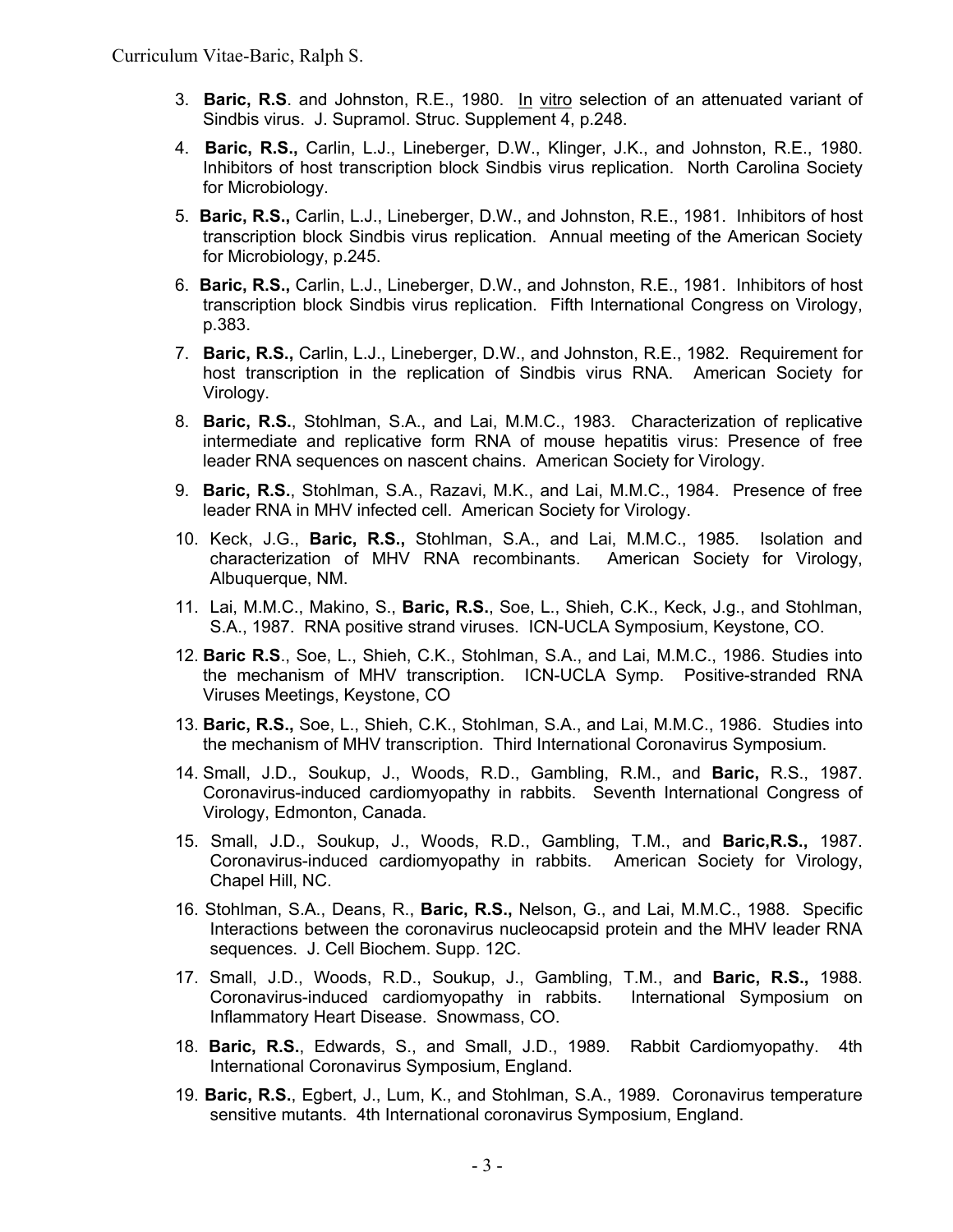3. **Baric, R.S**. and Johnston, R.E., 1980. In vitro selection of an attenuated variant of Sindbis virus. J. Supramol. Struc. Supplement 4, p.248.

4. **Baric, R.S.,** Carlin, L.J., Lineberger, D.W., Klinger, J.K., and Johnston, R.E., 1980. Inhibitors of host transcription block Sindbis virus replication. North Carolina Society for Microbiology.

5. **Baric, R.S.,** Carlin, L.J., Lineberger, D.W., and Johnston, R.E., 1981. Inhibitors of host transcription block Sindbis virus replication. Annual meeting of the American Society for Microbiology, p.245.

6. **Baric, R.S.,** Carlin, L.J., Lineberger, D.W., and Johnston, R.E., 1981. Inhibitors of host transcription block Sindbis virus replication. Fifth International Congress on Virology, p.383.

7. **Baric, R.S.,** Carlin, L.J., Lineberger, D.W., and Johnston, R.E., 1982. Requirement for host transcription in the replication of Sindbis virus RNA. American Society for Virology.

8. **Baric, R.S.**, Stohlman, S.A., and Lai, M.M.C., 1983. Characterization of replicative intermediate and replicative form RNA of mouse hepatitis virus: Presence of free leader RNA sequences on nascent chains. American Society for Virology.

9. **Baric, R.S.**, Stohlman, S.A., Razavi, M.K., and Lai, M.M.C., 1984. Presence of free leader RNA in MHV infected cell. American Society for Virology.

10. Keck, J.G., **Baric, R.S.,** Stohlman, S.A., and Lai, M.M.C., 1985. Isolation and characterization of MHV RNA recombinants. American Society for Virology, Albuquerque, NM.

11. Lai, M.M.C., Makino, S., **Baric, R.S.**, Soe, L., Shieh, C.K., Keck, J.g., and Stohlman, S.A., 1987. RNA positive strand viruses. ICN-UCLA Symposium, Keystone, CO.

12. **Baric R.S**., Soe, L., Shieh, C.K., Stohlman, S.A., and Lai, M.M.C., 1986. Studies into the mechanism of MHV transcription. ICN-UCLA Symp. Positive-stranded RNA Viruses Meetings, Keystone, CO

13. **Baric, R.S.,** Soe, L., Shieh, C.K., Stohlman, S.A., and Lai, M.M.C., 1986. Studies into the mechanism of MHV transcription. Third International Coronavirus Symposium.

14. Small, J.D., Soukup, J., Woods, R.D., Gambling, R.M., and **Baric,** R.S., 1987. Coronavirus-induced cardiomyopathy in rabbits. Seventh International Congress of Virology, Edmonton, Canada.

15. Small, J.D., Soukup, J., Woods, R.D., Gambling, T.M., and **Baric,R.S.,** 1987. Coronavirus-induced cardiomyopathy in rabbits. American Society for Virology, Chapel Hill, NC.

16. Stohlman, S.A., Deans, R., **Baric, R.S.,** Nelson, G., and Lai, M.M.C., 1988. Specific Interactions between the coronavirus nucleocapsid protein and the MHV leader RNA sequences. J. Cell Biochem. Supp. 12C.

17. Small, J.D., Woods, R.D., Soukup, J., Gambling, T.M., and **Baric, R.S.,** 1988. Coronavirus-induced cardiomyopathy in rabbits. International Symposium on Inflammatory Heart Disease. Snowmass, CO.

18. **Baric, R.S.**, Edwards, S., and Small, J.D., 1989. Rabbit Cardiomyopathy. 4th International Coronavirus Symposium, England.

19. **Baric, R.S.**, Egbert, J., Lum, K., and Stohlman, S.A., 1989. Coronavirus temperature sensitive mutants. 4th International coronavirus Symposium, England.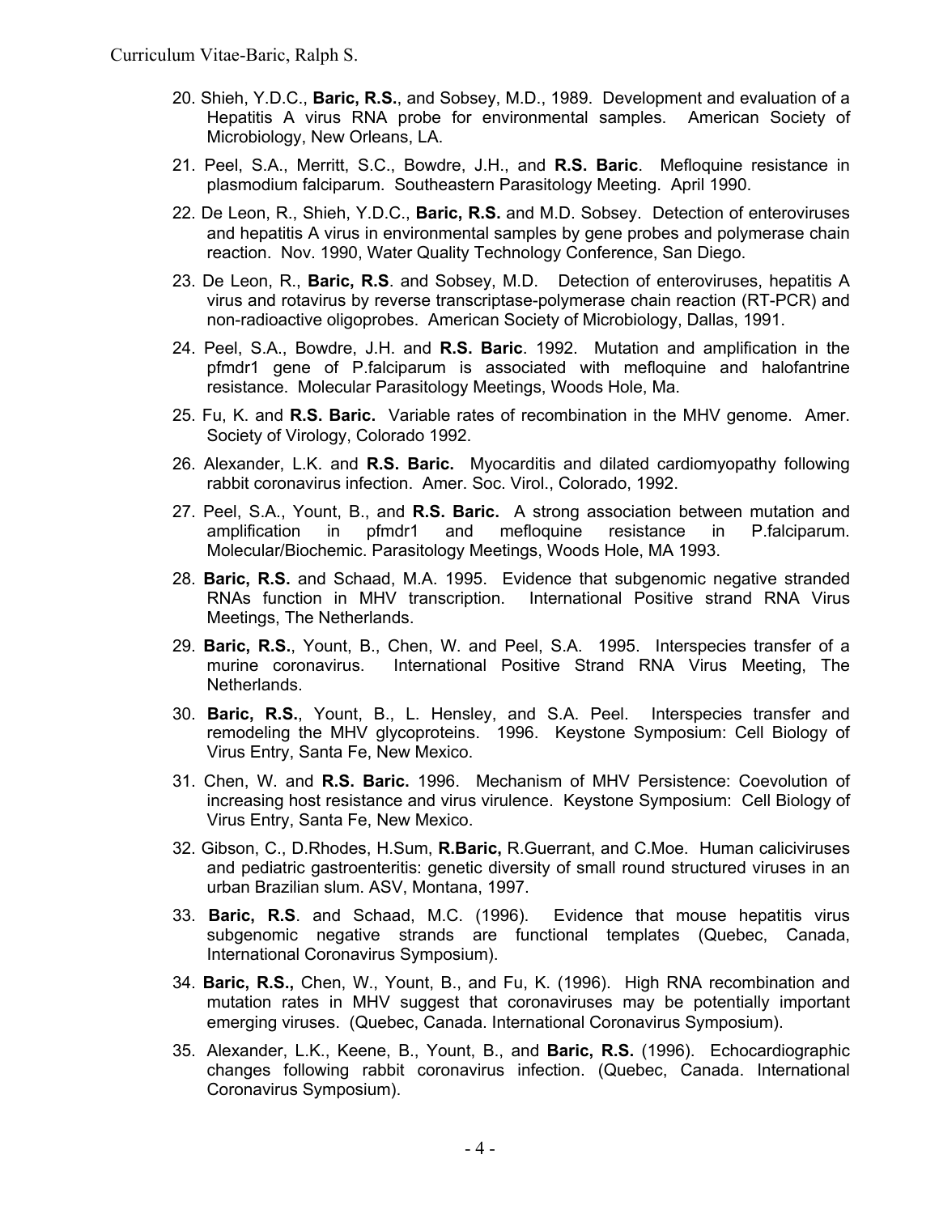20. Shieh, Y.D.C., **Baric, R.S.**, and Sobsey, M.D., 1989. Development and evaluation of a Hepatitis A virus RNA probe for environmental samples. American Society of Microbiology, New Orleans, LA.

21. Peel, S.A., Merritt, S.C., Bowdre, J.H., and **R.S. Baric**. Mefloquine resistance in plasmodium falciparum. Southeastern Parasitology Meeting. April 1990.

22. De Leon, R., Shieh, Y.D.C., **Baric, R.S.** and M.D. Sobsey. Detection of enteroviruses and hepatitis A virus in environmental samples by gene probes and polymerase chain reaction. Nov. 1990, Water Quality Technology Conference, San Diego.

23. De Leon, R., **Baric, R.S**. and Sobsey, M.D. Detection of enteroviruses, hepatitis A virus and rotavirus by reverse transcriptase-polymerase chain reaction (RT-PCR) and non-radioactive oligoprobes. American Society of Microbiology, Dallas, 1991.

24. Peel, S.A., Bowdre, J.H. and **R.S. Baric**. 1992. Mutation and amplification in the pfmdr1 gene of P.falciparum is associated with mefloquine and halofantrine resistance. Molecular Parasitology Meetings, Woods Hole, Ma.

25. Fu, K. and **R.S. Baric.** Variable rates of recombination in the MHV genome. Amer. Society of Virology, Colorado 1992.

26. Alexander, L.K. and **R.S. Baric.** Myocarditis and dilated cardiomyopathy following rabbit coronavirus infection. Amer. Soc. Virol., Colorado, 1992.

27. Peel, S.A., Yount, B., and **R.S. Baric.** A strong association between mutation and amplification in pfmdr1 and mefloquine resistance in P.falciparum. Molecular/Biochemic. Parasitology Meetings, Woods Hole, MA 1993.

28. **Baric, R.S.** and Schaad, M.A. 1995. Evidence that subgenomic negative stranded RNAs function in MHV transcription. International Positive strand RNA Virus Meetings, The Netherlands.

29. **Baric, R.S.**, Yount, B., Chen, W. and Peel, S.A. 1995. Interspecies transfer of a murine coronavirus. International Positive Strand RNA Virus Meeting, The Netherlands.

30. **Baric, R.S.**, Yount, B., L. Hensley, and S.A. Peel. Interspecies transfer and remodeling the MHV glycoproteins. 1996. Keystone Symposium: Cell Biology of Virus Entry, Santa Fe, New Mexico.

31. Chen, W. and **R.S. Baric.** 1996. Mechanism of MHV Persistence: Coevolution of increasing host resistance and virus virulence. Keystone Symposium: Cell Biology of Virus Entry, Santa Fe, New Mexico.

32. Gibson, C., D.Rhodes, H.Sum, **R.Baric,** R.Guerrant, and C.Moe. Human caliciviruses and pediatric gastroenteritis: genetic diversity of small round structured viruses in an urban Brazilian slum. ASV, Montana, 1997.

33. **Baric, R.S**. and Schaad, M.C. (1996). Evidence that mouse hepatitis virus subgenomic negative strands are functional templates (Quebec, Canada, International Coronavirus Symposium).

34. **Baric, R.S.,** Chen, W., Yount, B., and Fu, K. (1996). High RNA recombination and mutation rates in MHV suggest that coronaviruses may be potentially important emerging viruses. (Quebec, Canada. International Coronavirus Symposium).

35. Alexander, L.K., Keene, B., Yount, B., and **Baric, R.S.** (1996). Echocardiographic changes following rabbit coronavirus infection. (Quebec, Canada. International Coronavirus Symposium).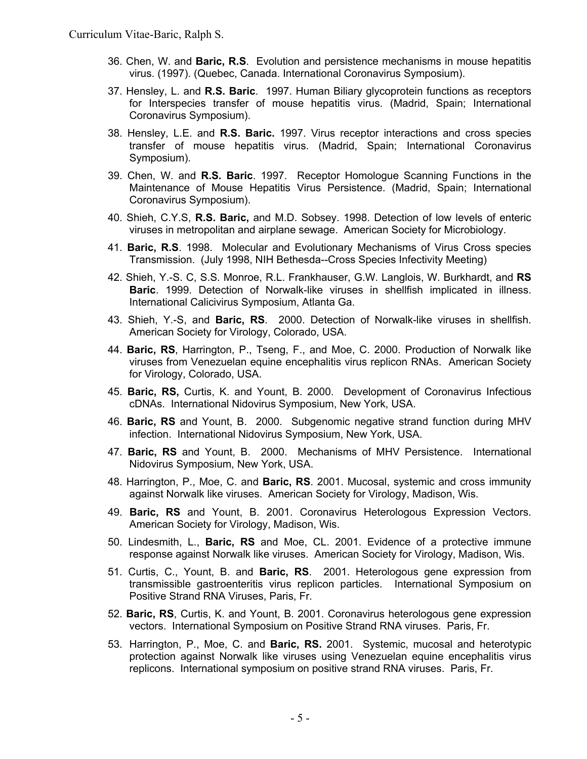36. Chen, W. and **Baric, R.S**. Evolution and persistence mechanisms in mouse hepatitis virus. (1997). (Quebec, Canada. International Coronavirus Symposium).

37. Hensley, L. and **R.S. Baric**. 1997. Human Biliary glycoprotein functions as receptors for Interspecies transfer of mouse hepatitis virus. (Madrid, Spain; International Coronavirus Symposium).

38. Hensley, L.E. and **R.S. Baric.** 1997. Virus receptor interactions and cross species transfer of mouse hepatitis virus. (Madrid, Spain; International Coronavirus Symposium).

39. Chen, W. and **R.S. Baric**. 1997. Receptor Homologue Scanning Functions in the Maintenance of Mouse Hepatitis Virus Persistence. (Madrid, Spain; International Coronavirus Symposium).

40. Shieh, C.Y.S, **R.S. Baric,** and M.D. Sobsey. 1998. Detection of low levels of enteric viruses in metropolitan and airplane sewage. American Society for Microbiology.

41. **Baric, R.S**. 1998. Molecular and Evolutionary Mechanisms of Virus Cross species Transmission. (July 1998, NIH Bethesda--Cross Species Infectivity Meeting)

42. Shieh, Y.-S. C, S.S. Monroe, R.L. Frankhauser, G.W. Langlois, W. Burkhardt, and **RS Baric**. 1999. Detection of Norwalk-like viruses in shellfish implicated in illness. International Calicivirus Symposium, Atlanta Ga.

43. Shieh, Y.-S, and **Baric, RS**. 2000. Detection of Norwalk-like viruses in shellfish. American Society for Virology, Colorado, USA.

44. **Baric, RS**, Harrington, P., Tseng, F., and Moe, C. 2000. Production of Norwalk like viruses from Venezuelan equine encephalitis virus replicon RNAs. American Society for Virology, Colorado, USA.

45. **Baric, RS,** Curtis, K. and Yount, B. 2000. Development of Coronavirus Infectious cDNAs. International Nidovirus Symposium, New York, USA.

46. **Baric, RS** and Yount, B. 2000. Subgenomic negative strand function during MHV infection. International Nidovirus Symposium, New York, USA.

47. **Baric, RS** and Yount, B. 2000. Mechanisms of MHV Persistence. International Nidovirus Symposium, New York, USA.

48. Harrington, P., Moe, C. and **Baric, RS**. 2001. Mucosal, systemic and cross immunity against Norwalk like viruses. American Society for Virology, Madison, Wis.

49. **Baric, RS** and Yount, B. 2001. Coronavirus Heterologous Expression Vectors. American Society for Virology, Madison, Wis.

50. Lindesmith, L., **Baric, RS** and Moe, CL. 2001. Evidence of a protective immune response against Norwalk like viruses. American Society for Virology, Madison, Wis.

51. Curtis, C., Yount, B. and **Baric, RS**. 2001. Heterologous gene expression from transmissible gastroenteritis virus replicon particles. International Symposium on Positive Strand RNA Viruses, Paris, Fr.

52. **Baric, RS**, Curtis, K. and Yount, B. 2001. Coronavirus heterologous gene expression vectors. International Symposium on Positive Strand RNA viruses. Paris, Fr.

53. Harrington, P., Moe, C. and **Baric, RS.** 2001. Systemic, mucosal and heterotypic protection against Norwalk like viruses using Venezuelan equine encephalitis virus replicons. International symposium on positive strand RNA viruses. Paris, Fr.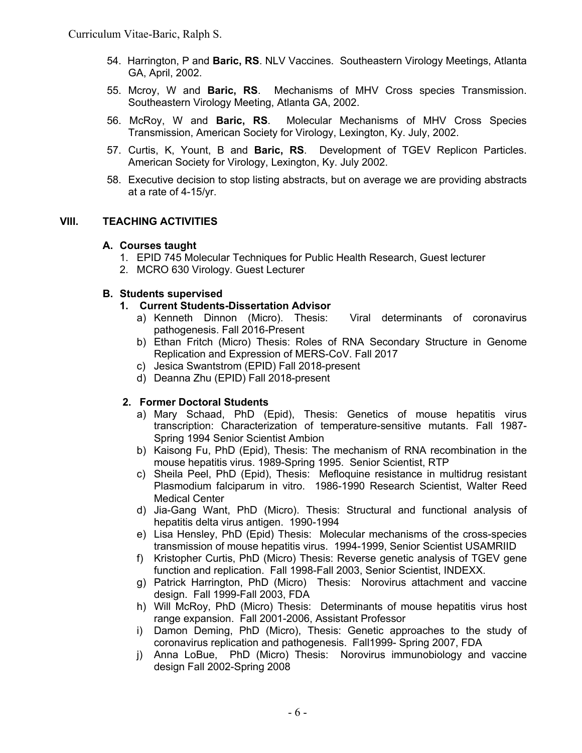54. Harrington, P and **Baric, RS**. NLV Vaccines. Southeastern Virology Meetings, Atlanta GA, April, 2002.
55. Mcroy, W and **Baric, RS**. Mechanisms of MHV Cross species Transmission. Southeastern Virology Meeting, Atlanta GA, 2002.
56. McRoy, W and **Baric, RS**. Molecular Mechanisms of MHV Cross Species Transmission, American Society for Virology, Lexington, Ky. July, 2002.
57. Curtis, K, Yount, B and **Baric, RS**. Development of TGEV Replicon Particles. American Society for Virology, Lexington, Ky. July 2002.
58. Executive decision to stop listing abstracts, but on average we are providing abstracts at a rate of 4-15/yr.

## VIII. TEACHING ACTIVITIES

### A. Courses taught

1. EPID 745 Molecular Techniques for Public Health Research, Guest lecturer
2. MCRO 630 Virology. Guest Lecturer

### B. Students supervised

#### 1. Current Students-Dissertation Advisor

a) Kenneth Dinnon (Micro). Thesis: Viral determinants of coronavirus pathogenesis. Fall 2016-Present
b) Ethan Fritch (Micro) Thesis: Roles of RNA Secondary Structure in Genome Replication and Expression of MERS-CoV. Fall 2017
c) Jesica Swantstrom (EPID) Fall 2018-present
d) Deanna Zhu (EPID) Fall 2018-present

#### 2. Former Doctoral Students

a) Mary Schaad, PhD (Epid), Thesis: Genetics of mouse hepatitis virus transcription: Characterization of temperature-sensitive mutants. Fall 1987-Spring 1994 Senior Scientist Ambion
b) Kaisong Fu, PhD (Epid), Thesis: The mechanism of RNA recombination in the mouse hepatitis virus. 1989-Spring 1995. Senior Scientist, RTP
c) Sheila Peel, PhD (Epid), Thesis: Mefloquine resistance in multidrug resistant Plasmodium falciparum in vitro. 1986-1990 Research Scientist, Walter Reed Medical Center
d) Jia-Gang Want, PhD (Micro). Thesis: Structural and functional analysis of hepatitis delta virus antigen. 1990-1994
e) Lisa Hensley, PhD (Epid) Thesis: Molecular mechanisms of the cross-species transmission of mouse hepatitis virus. 1994-1999, Senior Scientist USAMRIID
f) Kristopher Curtis, PhD (Micro) Thesis: Reverse genetic analysis of TGEV gene function and replication. Fall 1998-Fall 2003, Senior Scientist, INDEXX.
g) Patrick Harrington, PhD (Micro) Thesis: Norovirus attachment and vaccine design. Fall 1999-Fall 2003, FDA
h) Will McRoy, PhD (Micro) Thesis: Determinants of mouse hepatitis virus host range expansion. Fall 2001-2006, Assistant Professor
i) Damon Deming, PhD (Micro), Thesis: Genetic approaches to the study of coronavirus replication and pathogenesis. Fall1999- Spring 2007, FDA
j) Anna LoBue, PhD (Micro) Thesis: Norovirus immunobiology and vaccine design Fall 2002-Spring 2008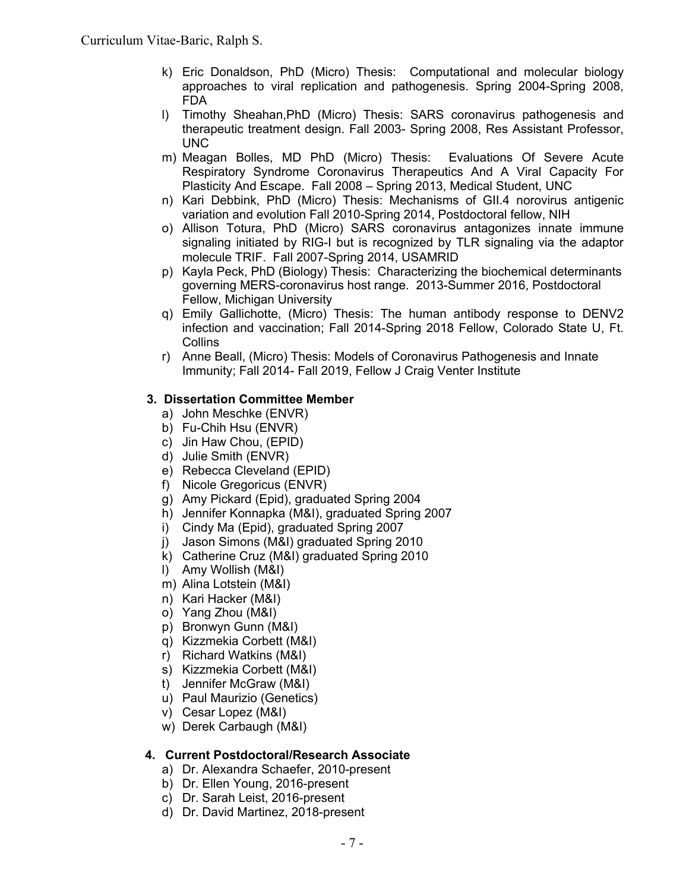k) Eric Donaldson, PhD (Micro) Thesis: Computational and molecular biology approaches to viral replication and pathogenesis. Spring 2004-Spring 2008, FDA

l) Timothy Sheahan,PhD (Micro) Thesis: SARS coronavirus pathogenesis and therapeutic treatment design. Fall 2003- Spring 2008, Res Assistant Professor, UNC

m) Meagan Bolles, MD PhD (Micro) Thesis: Evaluations Of Severe Acute Respiratory Syndrome Coronavirus Therapeutics And A Viral Capacity For Plasticity And Escape. Fall 2008 – Spring 2013, Medical Student, UNC

n) Kari Debbink, PhD (Micro) Thesis: Mechanisms of GII.4 norovirus antigenic variation and evolution Fall 2010-Spring 2014, Postdoctoral fellow, NIH

o) Allison Totura, PhD (Micro) SARS coronavirus antagonizes innate immune signaling initiated by RIG-I but is recognized by TLR signaling via the adaptor molecule TRIF. Fall 2007-Spring 2014, USAMRID

p) Kayla Peck, PhD (Biology) Thesis: Characterizing the biochemical determinants governing MERS-coronavirus host range. 2013-Summer 2016, Postdoctoral Fellow, Michigan University

q) Emily Gallichotte, (Micro) Thesis: The human antibody response to DENV2 infection and vaccination; Fall 2014-Spring 2018 Fellow, Colorado State U, Ft. Collins

r) Anne Beall, (Micro) Thesis: Models of Coronavirus Pathogenesis and Innate Immunity; Fall 2014- Fall 2019, Fellow J Craig Venter Institute

### 3. Dissertation Committee Member

a) John Meschke (ENVR)
b) Fu-Chih Hsu (ENVR)
c) Jin Haw Chou, (EPID)
d) Julie Smith (ENVR)
e) Rebecca Cleveland (EPID)
f) Nicole Gregoricus (ENVR)
g) Amy Pickard (Epid), graduated Spring 2004
h) Jennifer Konnapka (M&I), graduated Spring 2007
i) Cindy Ma (Epid), graduated Spring 2007
j) Jason Simons (M&I) graduated Spring 2010
k) Catherine Cruz (M&I) graduated Spring 2010
l) Amy Wollish (M&I)
m) Alina Lotstein (M&I)
n) Kari Hacker (M&I)
o) Yang Zhou (M&I)
p) Bronwyn Gunn (M&I)
q) Kizzmekia Corbett (M&I)
r) Richard Watkins (M&I)
s) Kizzmekia Corbett (M&I)
t) Jennifer McGraw (M&I)
u) Paul Maurizio (Genetics)
v) Cesar Lopez (M&I)
w) Derek Carbaugh (M&I)

### 4. Current Postdoctoral/Research Associate

a) Dr. Alexandra Schaefer, 2010-present
b) Dr. Ellen Young, 2016-present
c) Dr. Sarah Leist, 2016-present
d) Dr. David Martinez, 2018-present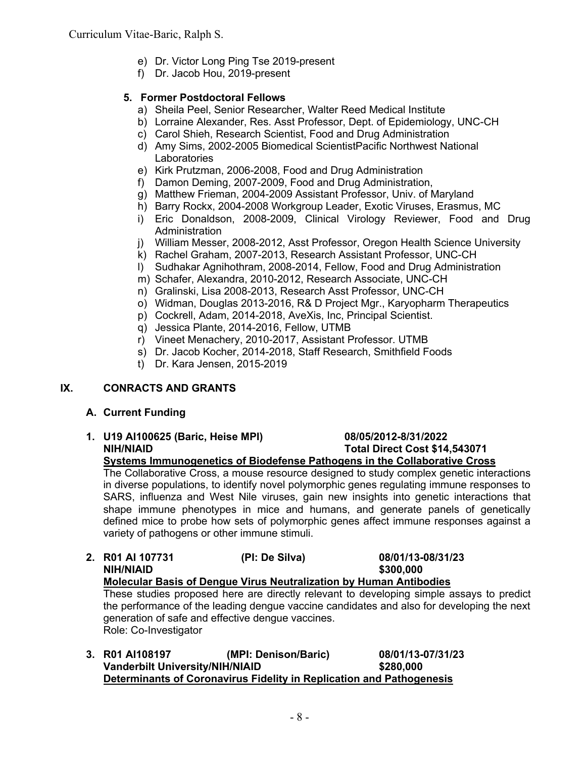e) Dr. Victor Long Ping Tse 2019-present
f) Dr. Jacob Hou, 2019-present

**5. Former Postdoctoral Fellows**

a) Sheila Peel, Senior Researcher, Walter Reed Medical Institute
b) Lorraine Alexander, Res. Asst Professor, Dept. of Epidemiology, UNC-CH
c) Carol Shieh, Research Scientist, Food and Drug Administration
d) Amy Sims, 2002-2005 Biomedical ScientistPacific Northwest National Laboratories
e) Kirk Prutzman, 2006-2008, Food and Drug Administration
f) Damon Deming, 2007-2009, Food and Drug Administration,
g) Matthew Frieman, 2004-2009 Assistant Professor, Univ. of Maryland
h) Barry Rockx, 2004-2008 Workgroup Leader, Exotic Viruses, Erasmus, MC
i) Eric Donaldson, 2008-2009, Clinical Virology Reviewer, Food and Drug Administration
j) William Messer, 2008-2012, Asst Professor, Oregon Health Science University
k) Rachel Graham, 2007-2013, Research Assistant Professor, UNC-CH
l) Sudhakar Agnihothram, 2008-2014, Fellow, Food and Drug Administration
m) Schafer, Alexandra, 2010-2012, Research Associate, UNC-CH
n) Gralinski, Lisa 2008-2013, Research Asst Professor, UNC-CH
o) Widman, Douglas 2013-2016, R& D Project Mgr., Karyopharm Therapeutics
p) Cockrell, Adam, 2014-2018, AveXis, Inc, Principal Scientist.
q) Jessica Plante, 2014-2016, Fellow, UTMB
r) Vineet Menachery, 2010-2017, Assistant Professor. UTMB
s) Dr. Jacob Kocher, 2014-2018, Staff Research, Smithfield Foods
t) Dr. Kara Jensen, 2015-2019

## IX. CONRACTS AND GRANTS

### A. Current Funding

**1. U19 AI100625 (Baric, Heise MPI) 08/05/2012-8/31/2022**
**NIH/NIAID Total Direct Cost $14,543071**
**<u>Systems Immunogenetics of Biodefense Pathogens in the Collaborative Cross</u>**
The Collaborative Cross, a mouse resource designed to study complex genetic interactions in diverse populations, to identify novel polymorphic genes regulating immune responses to SARS, influenza and West Nile viruses, gain new insights into genetic interactions that shape immune phenotypes in mice and humans, and generate panels of genetically defined mice to probe how sets of polymorphic genes affect immune responses against a variety of pathogens or other immune stimuli.

**2. R01 AI 107731 (PI: De Silva) 08/01/13-08/31/23**
**NIH/NIAID $300,000**
**<u>Molecular Basis of Dengue Virus Neutralization by Human Antibodies</u>**
These studies proposed here are directly relevant to developing simple assays to predict the performance of the leading dengue vaccine candidates and also for developing the next generation of safe and effective dengue vaccines.
Role: Co-Investigator

**3. R01 AI108197 (MPI: Denison/Baric) 08/01/13-07/31/23**
**Vanderbilt University/NIH/NIAID $280,000**
**<u>Determinants of Coronavirus Fidelity in Replication and Pathogenesis</u>**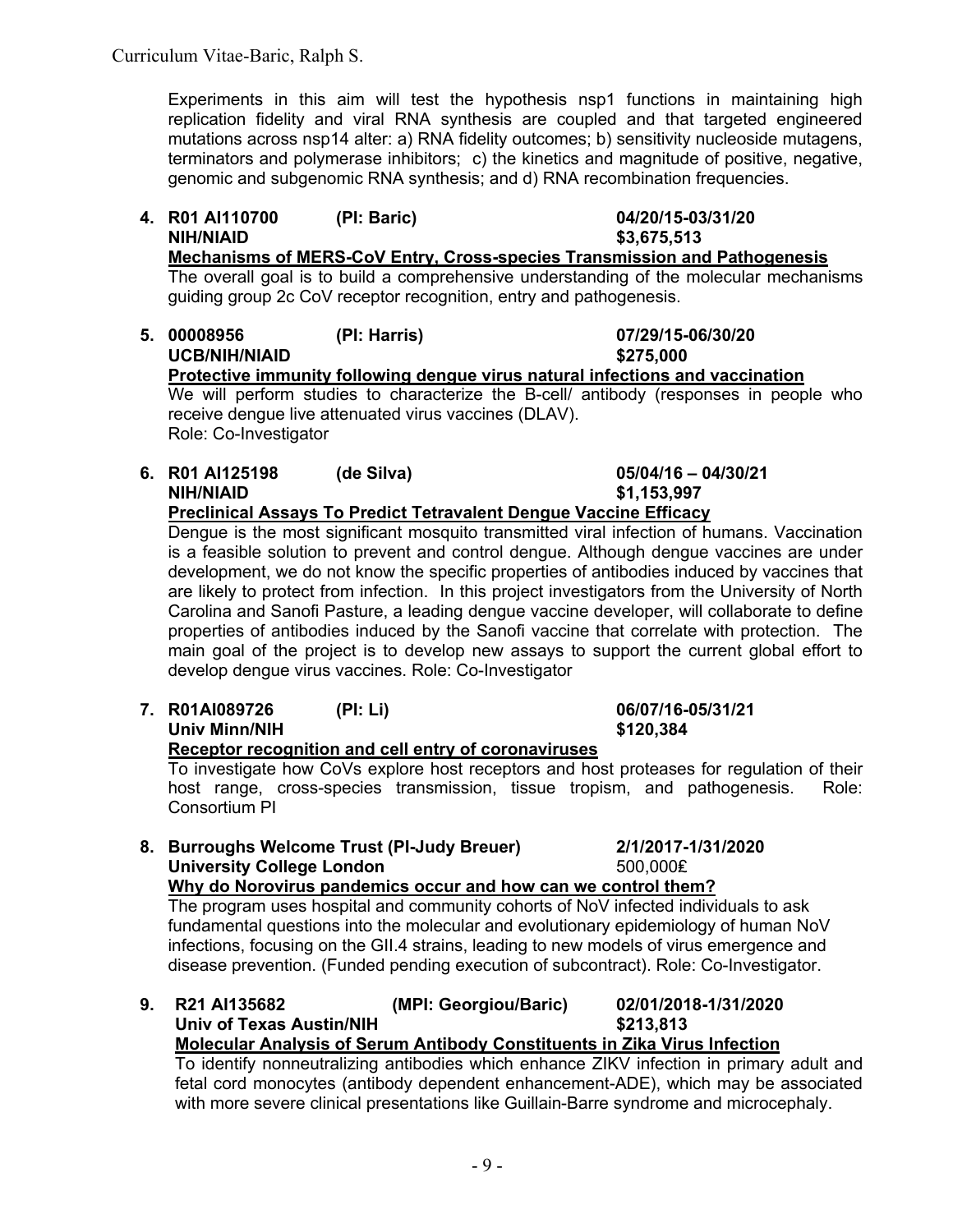Experiments in this aim will test the hypothesis nsp1 functions in maintaining high replication fidelity and viral RNA synthesis are coupled and that targeted engineered mutations across nsp14 alter: a) RNA fidelity outcomes; b) sensitivity nucleoside mutagens, terminators and polymerase inhibitors; c) the kinetics and magnitude of positive, negative, genomic and subgenomic RNA synthesis; and d) RNA recombination frequencies.

4. **R01 AI110700 (PI: Baric) 04/20/15-03/31/20**
   **NIH/NIAID $3,675,513**
   **Mechanisms of MERS-CoV Entry, Cross-species Transmission and Pathogenesis**
   The overall goal is to build a comprehensive understanding of the molecular mechanisms guiding group 2c CoV receptor recognition, entry and pathogenesis.

5. **00008956 (PI: Harris) 07/29/15-06/30/20**
   **UCB/NIH/NIAID $275,000**
   **Protective immunity following dengue virus natural infections and vaccination**
   We will perform studies to characterize the B-cell/ antibody (responses in people who receive dengue live attenuated virus vaccines (DLAV).
   Role: Co-Investigator

6. **R01 AI125198 (de Silva) 05/04/16 – 04/30/21**
   **NIH/NIAID $1,153,997**
   **Preclinical Assays To Predict Tetravalent Dengue Vaccine Efficacy**
   Dengue is the most significant mosquito transmitted viral infection of humans. Vaccination is a feasible solution to prevent and control dengue. Although dengue vaccines are under development, we do not know the specific properties of antibodies induced by vaccines that are likely to protect from infection. In this project investigators from the University of North Carolina and Sanofi Pasture, a leading dengue vaccine developer, will collaborate to define properties of antibodies induced by the Sanofi vaccine that correlate with protection. The main goal of the project is to develop new assays to support the current global effort to develop dengue virus vaccines. Role: Co-Investigator

7. **R01AI089726 (PI: Li) 06/07/16-05/31/21**
   **Univ Minn/NIH $120,384**
   **Receptor recognition and cell entry of coronaviruses**
   To investigate how CoVs explore host receptors and host proteases for regulation of their host range, cross-species transmission, tissue tropism, and pathogenesis. Role: Consortium PI

8. **Burroughs Welcome Trust (PI-Judy Breuer) 2/1/2017-1/31/2020**
   **University College London** 500,000**£**
   **Why do Norovirus pandemics occur and how can we control them?**
   The program uses hospital and community cohorts of NoV infected individuals to ask fundamental questions into the molecular and evolutionary epidemiology of human NoV infections, focusing on the GII.4 strains, leading to new models of virus emergence and disease prevention. (Funded pending execution of subcontract). Role: Co-Investigator.

9. **R21 AI135682 (MPI: Georgiou/Baric) 02/01/2018-1/31/2020**
   **Univ of Texas Austin/NIH $213,813**
   **Molecular Analysis of Serum Antibody Constituents in Zika Virus Infection**
   To identify nonneutralizing antibodies which enhance ZIKV infection in primary adult and fetal cord monocytes (antibody dependent enhancement-ADE), which may be associated with more severe clinical presentations like Guillain-Barre syndrome and microcephaly.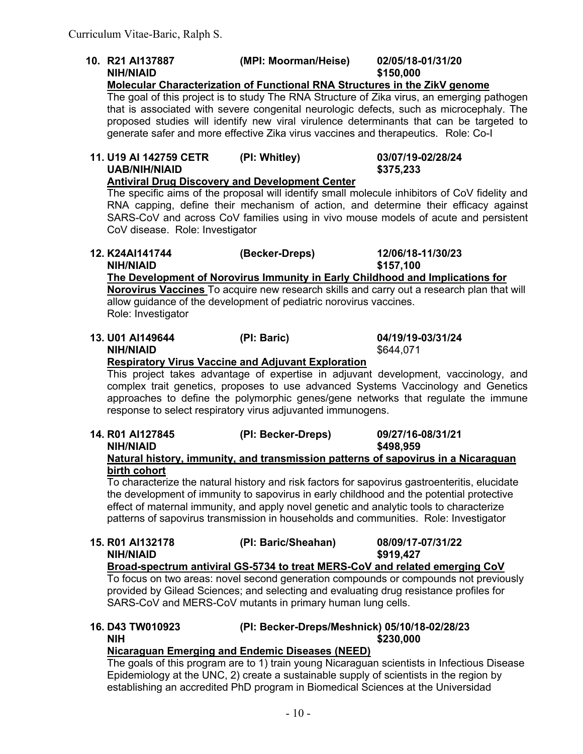**10. R21 AI137887 (MPI: Moorman/Heise) 02/05/18-01/31/20**
**NIH/NIAID $150,000**
**<u>Molecular Characterization of Functional RNA Structures in the ZikV genome</u>**
The goal of this project is to study The RNA Structure of Zika virus, an emerging pathogen that is associated with severe congenital neurologic defects, such as microcephaly. The proposed studies will identify new viral virulence determinants that can be targeted to generate safer and more effective Zika virus vaccines and therapeutics. Role: Co-I

**11. U19 AI 142759 CETR (PI: Whitley) 03/07/19-02/28/24**
**UAB/NIH/NIAID $375,233**
**<u>Antiviral Drug Discovery and Development Center</u>**
The specific aims of the proposal will identify small molecule inhibitors of CoV fidelity and RNA capping, define their mechanism of action, and determine their efficacy against SARS-CoV and across CoV families using in vivo mouse models of acute and persistent CoV disease. Role: Investigator

**12. K24AI141744 (Becker-Dreps) 12/06/18-11/30/23**
**NIH/NIAID $157,100**
**<u>The Development of Norovirus Immunity in Early Childhood and Implications for Norovirus Vaccines</u>** To acquire new research skills and carry out a research plan that will allow guidance of the development of pediatric norovirus vaccines.
Role: Investigator

**13. U01 AI149644 (PI: Baric) 04/19/19-03/31/24**
**NIH/NIAID** $644,071
**<u>Respiratory Virus Vaccine and Adjuvant Exploration</u>**
This project takes advantage of expertise in adjuvant development, vaccinology, and complex trait genetics, proposes to use advanced Systems Vaccinology and Genetics approaches to define the polymorphic genes/gene networks that regulate the immune response to select respiratory virus adjuvanted immunogens.

**14. R01 AI127845 (PI: Becker-Dreps) 09/27/16-08/31/21**
**NIH/NIAID $498,959**
**<u>Natural history, immunity, and transmission patterns of sapovirus in a Nicaraguan birth cohort</u>**
To characterize the natural history and risk factors for sapovirus gastroenteritis, elucidate the development of immunity to sapovirus in early childhood and the potential protective effect of maternal immunity, and apply novel genetic and analytic tools to characterize patterns of sapovirus transmission in households and communities. Role: Investigator

**15. R01 AI132178 (PI: Baric/Sheahan) 08/09/17-07/31/22**
**NIH/NIAID $919,427**
**<u>Broad-spectrum antiviral GS-5734 to treat MERS-CoV and related emerging CoV</u>**
To focus on two areas: novel second generation compounds or compounds not previously provided by Gilead Sciences; and selecting and evaluating drug resistance profiles for SARS-CoV and MERS-CoV mutants in primary human lung cells.

**16. D43 TW010923 (PI: Becker-Dreps/Meshnick) 05/10/18-02/28/23**
**NIH $230,000**
**<u>Nicaraguan Emerging and Endemic Diseases (NEED)</u>**
The goals of this program are to 1) train young Nicaraguan scientists in Infectious Disease Epidemiology at the UNC, 2) create a sustainable supply of scientists in the region by establishing an accredited PhD program in Biomedical Sciences at the Universidad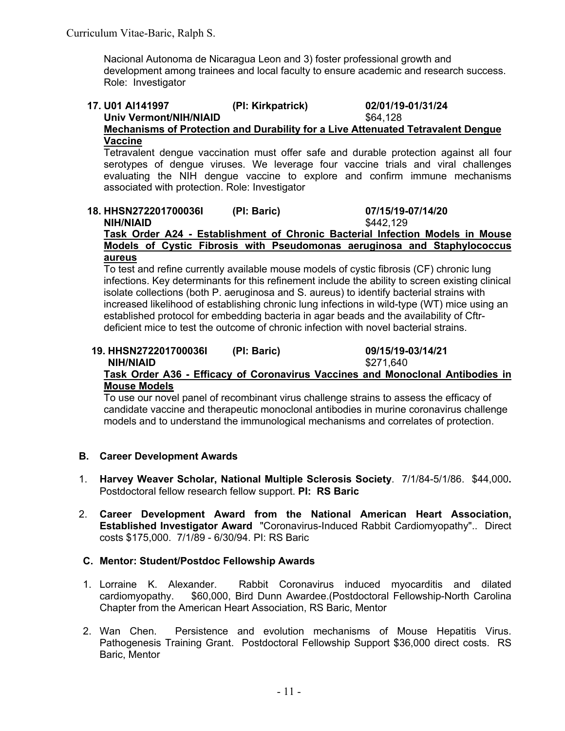Nacional Autonoma de Nicaragua Leon and 3) foster professional growth and development among trainees and local faculty to ensure academic and research success. Role: Investigator

17. **U01 AI141997 (PI: Kirkpatrick) 02/01/19-01/31/24**
    **Univ Vermont/NIH/NIAID** $64,128
    **<u>Mechanisms of Protection and Durability for a Live Attenuated Tetravalent Dengue Vaccine</u>**
    Tetravalent dengue vaccination must offer safe and durable protection against all four serotypes of dengue viruses. We leverage four vaccine trials and viral challenges evaluating the NIH dengue vaccine to explore and confirm immune mechanisms associated with protection. Role: Investigator

18. **HHSN272201700036I (PI: Baric) 07/15/19-07/14/20**
    **NIH/NIAID** $442,129
    **<u>Task Order A24 - Establishment of Chronic Bacterial Infection Models in Mouse Models of Cystic Fibrosis with Pseudomonas aeruginosa and Staphylococcus aureus</u>**
    To test and refine currently available mouse models of cystic fibrosis (CF) chronic lung infections. Key determinants for this refinement include the ability to screen existing clinical isolate collections (both P. aeruginosa and S. aureus) to identify bacterial strains with increased likelihood of establishing chronic lung infections in wild-type (WT) mice using an established protocol for embedding bacteria in agar beads and the availability of Cftr-deficient mice to test the outcome of chronic infection with novel bacterial strains.

19. **HHSN272201700036I (PI: Baric) 09/15/19-03/14/21**
    **NIH/NIAID** $271,640
    **<u>Task Order A36 - Efficacy of Coronavirus Vaccines and Monoclonal Antibodies in Mouse Models</u>**
    To use our novel panel of recombinant virus challenge strains to assess the efficacy of candidate vaccine and therapeutic monoclonal antibodies in murine coronavirus challenge models and to understand the immunological mechanisms and correlates of protection.

### B. Career Development Awards

1. **Harvey Weaver Scholar, National Multiple Sclerosis Society**. 7/1/84-5/1/86. $44,000**.** Postdoctoral fellow research fellow support. **PI: RS Baric**

2. **Career Development Award from the National American Heart Association, Established Investigator Award** "Coronavirus-Induced Rabbit Cardiomyopathy".. Direct costs $175,000. 7/1/89 - 6/30/94. PI: RS Baric

### C. Mentor: Student/Postdoc Fellowship Awards

1. Lorraine K. Alexander. Rabbit Coronavirus induced myocarditis and dilated cardiomyopathy. $60,000, Bird Dunn Awardee.(Postdoctoral Fellowship-North Carolina Chapter from the American Heart Association, RS Baric, Mentor

2. Wan Chen. Persistence and evolution mechanisms of Mouse Hepatitis Virus. Pathogenesis Training Grant. Postdoctoral Fellowship Support $36,000 direct costs. RS Baric, Mentor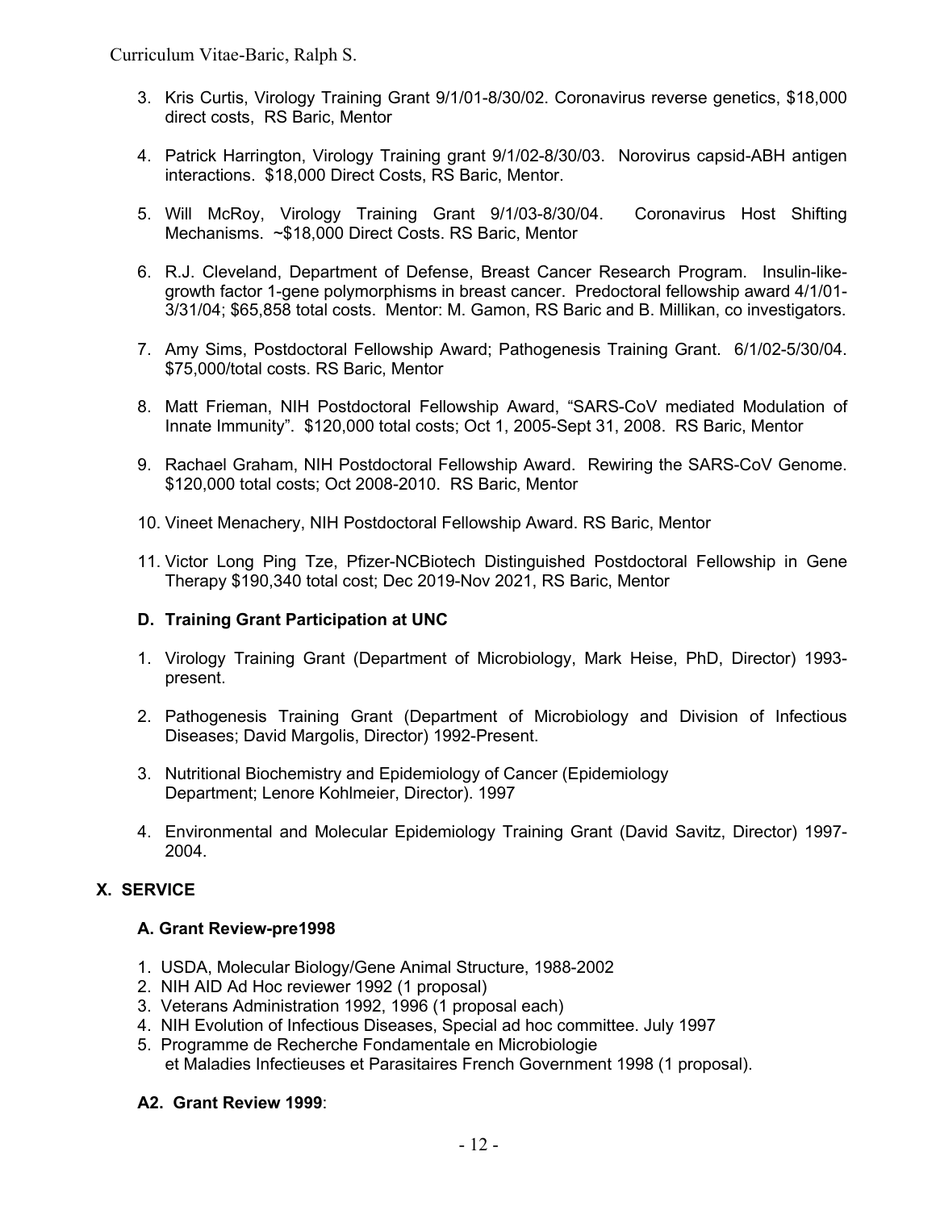3. Kris Curtis, Virology Training Grant 9/1/01-8/30/02. Coronavirus reverse genetics, $18,000 direct costs, RS Baric, Mentor

4. Patrick Harrington, Virology Training grant 9/1/02-8/30/03. Norovirus capsid-ABH antigen interactions. $18,000 Direct Costs, RS Baric, Mentor.

5. Will McRoy, Virology Training Grant 9/1/03-8/30/04. Coronavirus Host Shifting Mechanisms. ~$18,000 Direct Costs. RS Baric, Mentor

6. R.J. Cleveland, Department of Defense, Breast Cancer Research Program. Insulin-like-growth factor 1-gene polymorphisms in breast cancer. Predoctoral fellowship award 4/1/01-3/31/04; $65,858 total costs. Mentor: M. Gamon, RS Baric and B. Millikan, co investigators.

7. Amy Sims, Postdoctoral Fellowship Award; Pathogenesis Training Grant. 6/1/02-5/30/04. $75,000/total costs. RS Baric, Mentor

8. Matt Frieman, NIH Postdoctoral Fellowship Award, "SARS-CoV mediated Modulation of Innate Immunity". $120,000 total costs; Oct 1, 2005-Sept 31, 2008. RS Baric, Mentor

9. Rachael Graham, NIH Postdoctoral Fellowship Award. Rewiring the SARS-CoV Genome. $120,000 total costs; Oct 2008-2010. RS Baric, Mentor

10. Vineet Menachery, NIH Postdoctoral Fellowship Award. RS Baric, Mentor

11. Victor Long Ping Tze, Pfizer-NCBiotech Distinguished Postdoctoral Fellowship in Gene Therapy $190,340 total cost; Dec 2019-Nov 2021, RS Baric, Mentor

### D. Training Grant Participation at UNC

1. Virology Training Grant (Department of Microbiology, Mark Heise, PhD, Director) 1993-present.

2. Pathogenesis Training Grant (Department of Microbiology and Division of Infectious Diseases; David Margolis, Director) 1992-Present.

3. Nutritional Biochemistry and Epidemiology of Cancer (Epidemiology Department; Lenore Kohlmeier, Director). 1997

4. Environmental and Molecular Epidemiology Training Grant (David Savitz, Director) 1997-2004.

## X. SERVICE

### A. Grant Review-pre1998

1. USDA, Molecular Biology/Gene Animal Structure, 1988-2002
2. NIH AID Ad Hoc reviewer 1992 (1 proposal)
3. Veterans Administration 1992, 1996 (1 proposal each)
4. NIH Evolution of Infectious Diseases, Special ad hoc committee. July 1997
5. Programme de Recherche Fondamentale en Microbiologie et Maladies Infectieuses et Parasitaires French Government 1998 (1 proposal).

### A2. Grant Review 1999: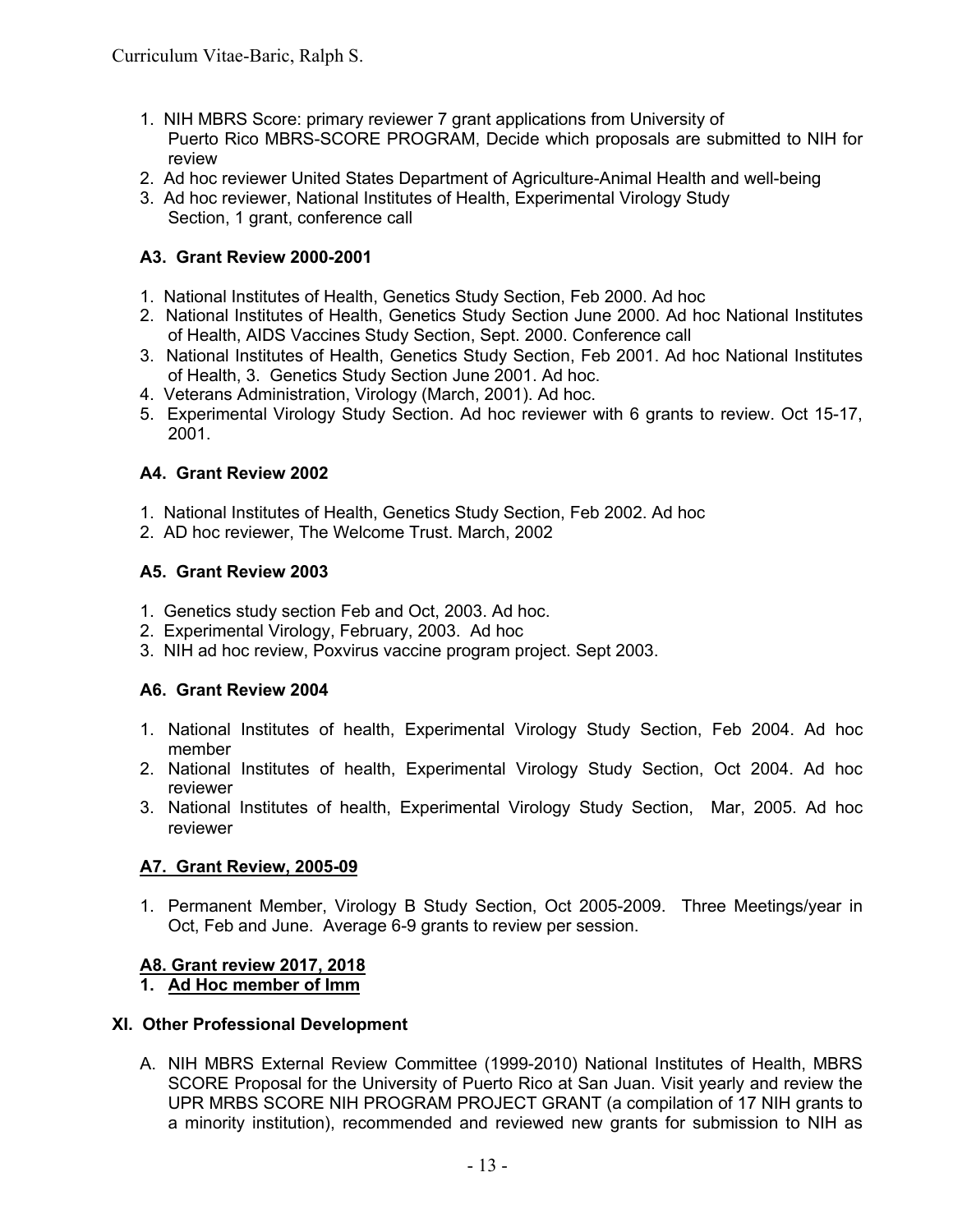1. NIH MBRS Score: primary reviewer 7 grant applications from University of Puerto Rico MBRS-SCORE PROGRAM, Decide which proposals are submitted to NIH for review
2. Ad hoc reviewer United States Department of Agriculture-Animal Health and well-being
3. Ad hoc reviewer, National Institutes of Health, Experimental Virology Study Section, 1 grant, conference call

### A3. Grant Review 2000-2001

1. National Institutes of Health, Genetics Study Section, Feb 2000. Ad hoc
2. National Institutes of Health, Genetics Study Section June 2000. Ad hoc National Institutes of Health, AIDS Vaccines Study Section, Sept. 2000. Conference call
3. National Institutes of Health, Genetics Study Section, Feb 2001. Ad hoc National Institutes of Health, 3. Genetics Study Section June 2001. Ad hoc.
4. Veterans Administration, Virology (March, 2001). Ad hoc.
5. Experimental Virology Study Section. Ad hoc reviewer with 6 grants to review. Oct 15-17, 2001.

### A4. Grant Review 2002

1. National Institutes of Health, Genetics Study Section, Feb 2002. Ad hoc
2. AD hoc reviewer, The Welcome Trust. March, 2002

### A5. Grant Review 2003

1. Genetics study section Feb and Oct, 2003. Ad hoc.
2. Experimental Virology, February, 2003. Ad hoc
3. NIH ad hoc review, Poxvirus vaccine program project. Sept 2003.

### A6. Grant Review 2004

1. National Institutes of health, Experimental Virology Study Section, Feb 2004. Ad hoc member
2. National Institutes of health, Experimental Virology Study Section, Oct 2004. Ad hoc reviewer
3. National Institutes of health, Experimental Virology Study Section, Mar, 2005. Ad hoc reviewer

### A7. Grant Review, 2005-09

1. Permanent Member, Virology B Study Section, Oct 2005-2009. Three Meetings/year in Oct, Feb and June. Average 6-9 grants to review per session.

### A8. Grant review 2017, 2018

1. **Ad Hoc member of Imm**

## XI. Other Professional Development

A. NIH MBRS External Review Committee (1999-2010) National Institutes of Health, MBRS SCORE Proposal for the University of Puerto Rico at San Juan. Visit yearly and review the UPR MRBS SCORE NIH PROGRAM PROJECT GRANT (a compilation of 17 NIH grants to a minority institution), recommended and reviewed new grants for submission to NIH as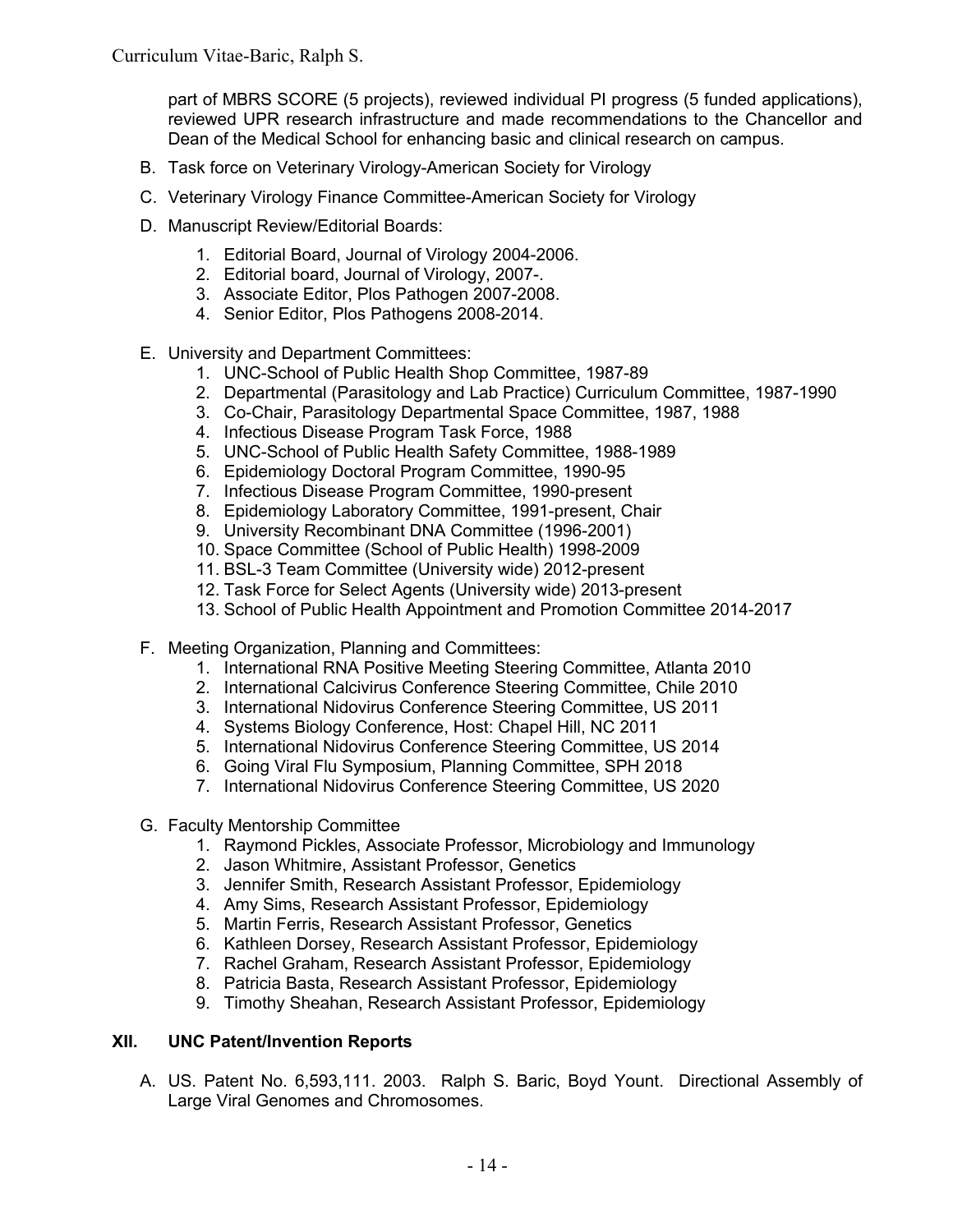part of MBRS SCORE (5 projects), reviewed individual PI progress (5 funded applications), reviewed UPR research infrastructure and made recommendations to the Chancellor and Dean of the Medical School for enhancing basic and clinical research on campus.

B. Task force on Veterinary Virology-American Society for Virology

C. Veterinary Virology Finance Committee-American Society for Virology

D. Manuscript Review/Editorial Boards:

1. Editorial Board, Journal of Virology 2004-2006.
2. Editorial board, Journal of Virology, 2007-.
3. Associate Editor, Plos Pathogen 2007-2008.
4. Senior Editor, Plos Pathogens 2008-2014.

E. University and Department Committees:

1. UNC-School of Public Health Shop Committee, 1987-89
2. Departmental (Parasitology and Lab Practice) Curriculum Committee, 1987-1990
3. Co-Chair, Parasitology Departmental Space Committee, 1987, 1988
4. Infectious Disease Program Task Force, 1988
5. UNC-School of Public Health Safety Committee, 1988-1989
6. Epidemiology Doctoral Program Committee, 1990-95
7. Infectious Disease Program Committee, 1990-present
8. Epidemiology Laboratory Committee, 1991-present, Chair
9. University Recombinant DNA Committee (1996-2001)
10. Space Committee (School of Public Health) 1998-2009
11. BSL-3 Team Committee (University wide) 2012-present
12. Task Force for Select Agents (University wide) 2013-present
13. School of Public Health Appointment and Promotion Committee 2014-2017

F. Meeting Organization, Planning and Committees:

1. International RNA Positive Meeting Steering Committee, Atlanta 2010
2. International Calcivirus Conference Steering Committee, Chile 2010
3. International Nidovirus Conference Steering Committee, US 2011
4. Systems Biology Conference, Host: Chapel Hill, NC 2011
5. International Nidovirus Conference Steering Committee, US 2014
6. Going Viral Flu Symposium, Planning Committee, SPH 2018
7. International Nidovirus Conference Steering Committee, US 2020

G. Faculty Mentorship Committee

1. Raymond Pickles, Associate Professor, Microbiology and Immunology
2. Jason Whitmire, Assistant Professor, Genetics
3. Jennifer Smith, Research Assistant Professor, Epidemiology
4. Amy Sims, Research Assistant Professor, Epidemiology
5. Martin Ferris, Research Assistant Professor, Genetics
6. Kathleen Dorsey, Research Assistant Professor, Epidemiology
7. Rachel Graham, Research Assistant Professor, Epidemiology
8. Patricia Basta, Research Assistant Professor, Epidemiology
9. Timothy Sheahan, Research Assistant Professor, Epidemiology

## XII. UNC Patent/Invention Reports

A. US. Patent No. 6,593,111. 2003. Ralph S. Baric, Boyd Yount. Directional Assembly of Large Viral Genomes and Chromosomes.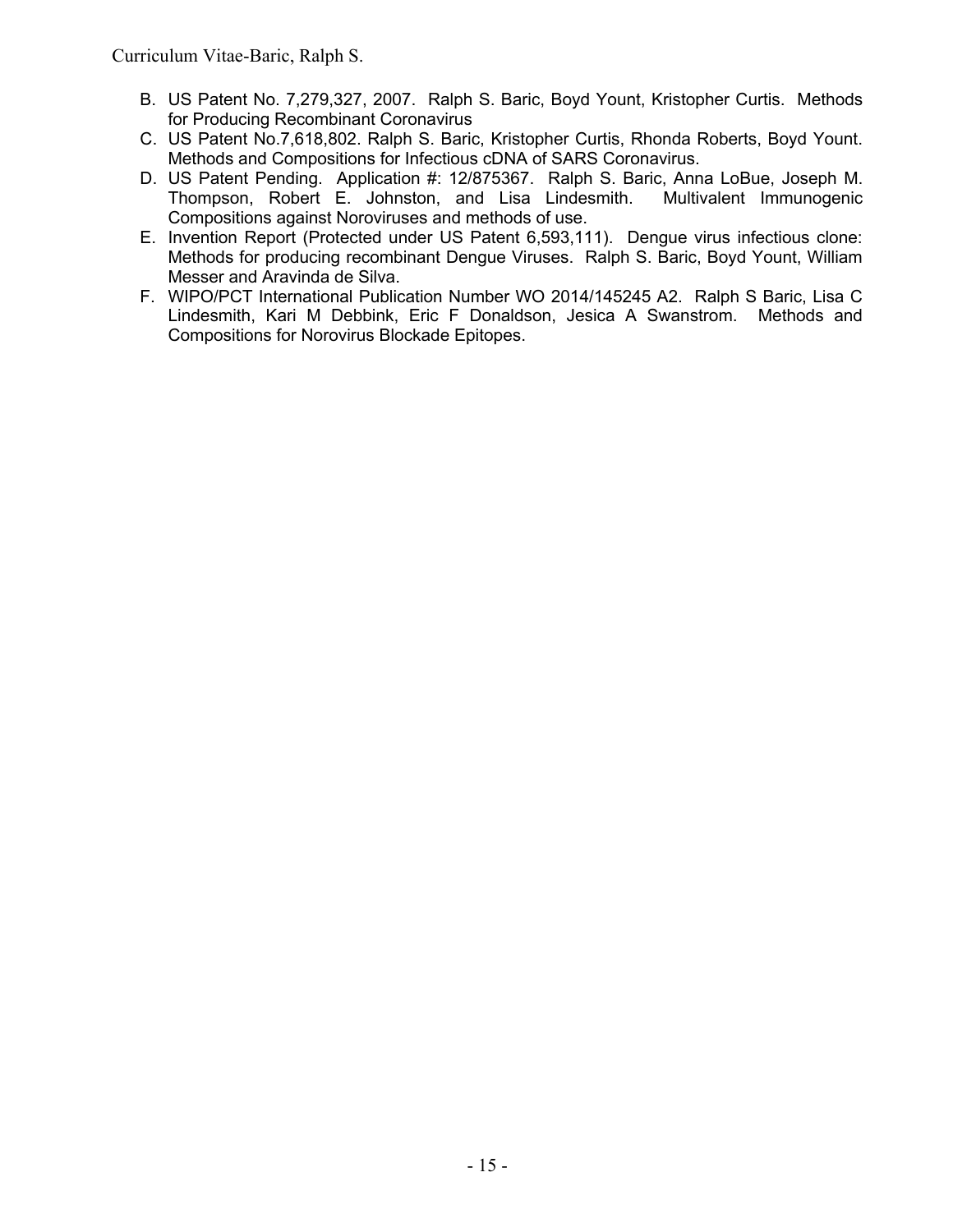B. US Patent No. 7,279,327, 2007. Ralph S. Baric, Boyd Yount, Kristopher Curtis. Methods for Producing Recombinant Coronavirus
C. US Patent No.7,618,802. Ralph S. Baric, Kristopher Curtis, Rhonda Roberts, Boyd Yount. Methods and Compositions for Infectious cDNA of SARS Coronavirus.
D. US Patent Pending. Application #: 12/875367. Ralph S. Baric, Anna LoBue, Joseph M. Thompson, Robert E. Johnston, and Lisa Lindesmith. Multivalent Immunogenic Compositions against Noroviruses and methods of use.
E. Invention Report (Protected under US Patent 6,593,111). Dengue virus infectious clone: Methods for producing recombinant Dengue Viruses. Ralph S. Baric, Boyd Yount, William Messer and Aravinda de Silva.
F. WIPO/PCT International Publication Number WO 2014/145245 A2. Ralph S Baric, Lisa C Lindesmith, Kari M Debbink, Eric F Donaldson, Jesica A Swanstrom. Methods and Compositions for Norovirus Blockade Epitopes.